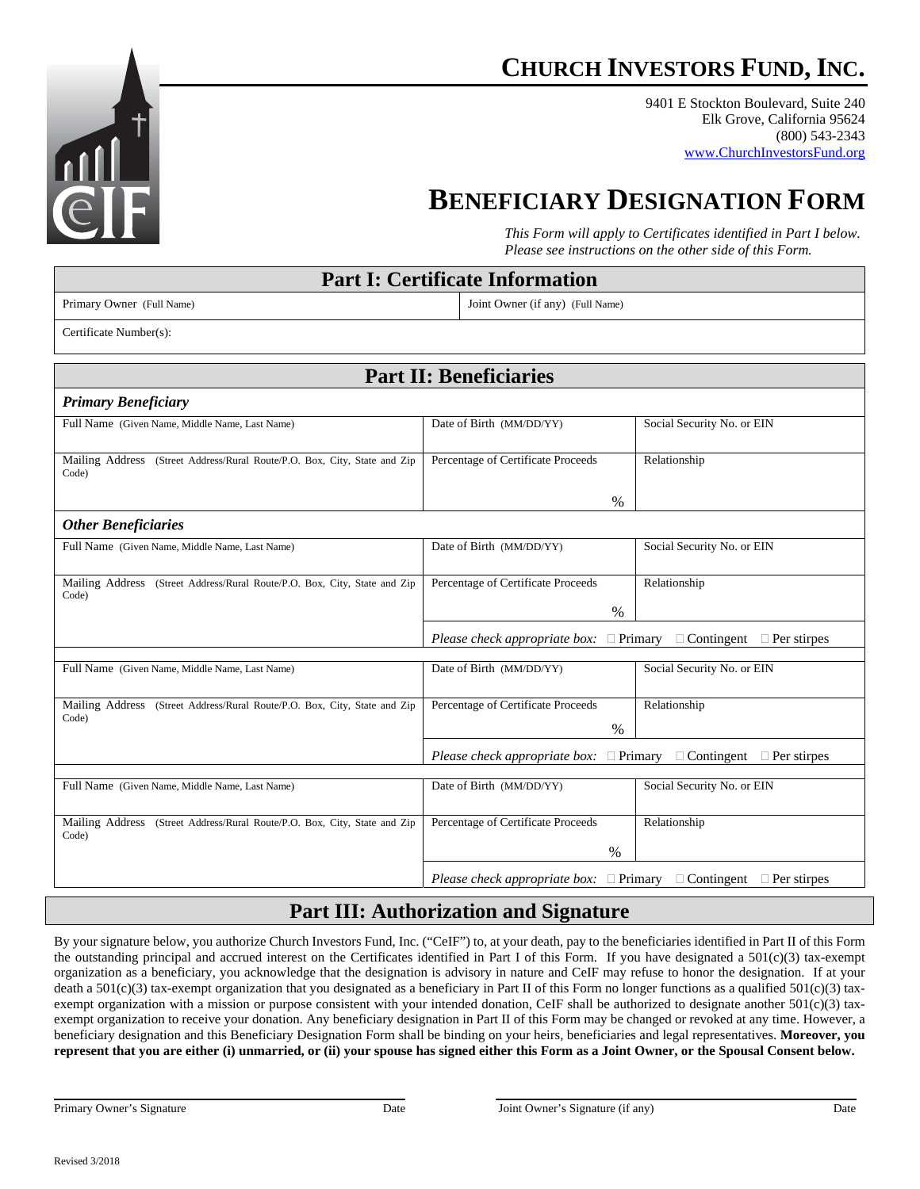# CHURCH INVESTORS FUND, INC.

9401 E Stockton Boulevard, Suite 240
Elk Grove, California 95624
(800) 543-2343
www.ChurchInvestorsFund.org

# BENEFICIARY DESIGNATION FORM

*This Form will apply to Certificates identified in Part I below.*
*Please see instructions on the other side of this Form.*

## Part I: Certificate Information

| Primary Owner (Full Name) | Joint Owner (if any) (Full Name) |
|---|---|
| Certificate Number(s): | |

## Part II: Beneficiaries

### *Primary Beneficiary*

| Full Name (Given Name, Middle Name, Last Name) | Date of Birth (MM/DD/YY) | Social Security No. or EIN |
|---|---|---|
| Mailing Address (Street Address/Rural Route/P.O. Box, City, State and Zip Code) | Percentage of Certificate Proceeds % | Relationship |

### *Other Beneficiaries*

| Full Name (Given Name, Middle Name, Last Name) | Date of Birth (MM/DD/YY) | Social Security No. or EIN |
|---|---|---|
| Mailing Address (Street Address/Rural Route/P.O. Box, City, State and Zip Code) | Percentage of Certificate Proceeds % | Relationship |
| | *Please check appropriate box:* ☐ Primary ☐ Contingent ☐ Per stirpes | |

| Full Name (Given Name, Middle Name, Last Name) | Date of Birth (MM/DD/YY) | Social Security No. or EIN |
|---|---|---|
| Mailing Address (Street Address/Rural Route/P.O. Box, City, State and Zip Code) | Percentage of Certificate Proceeds % | Relationship |
| | *Please check appropriate box:* ☐ Primary ☐ Contingent ☐ Per stirpes | |

| Full Name (Given Name, Middle Name, Last Name) | Date of Birth (MM/DD/YY) | Social Security No. or EIN |
|---|---|---|
| Mailing Address (Street Address/Rural Route/P.O. Box, City, State and Zip Code) | Percentage of Certificate Proceeds % | Relationship |
| | *Please check appropriate box:* ☐ Primary ☐ Contingent ☐ Per stirpes | |

## Part III: Authorization and Signature

By your signature below, you authorize Church Investors Fund, Inc. ("CeIF") to, at your death, pay to the beneficiaries identified in Part II of this Form the outstanding principal and accrued interest on the Certificates identified in Part I of this Form. If you have designated a 501(c)(3) tax-exempt organization as a beneficiary, you acknowledge that the designation is advisory in nature and CeIF may refuse to honor the designation. If at your death a 501(c)(3) tax-exempt organization that you designated as a beneficiary in Part II of this Form no longer functions as a qualified 501(c)(3) tax-exempt organization with a mission or purpose consistent with your intended donation, CeIF shall be authorized to designate another 501(c)(3) tax-exempt organization to receive your donation. Any beneficiary designation in Part II of this Form may be changed or revoked at any time. However, a beneficiary designation and this Beneficiary Designation Form shall be binding on your heirs, beneficiaries and legal representatives. **Moreover, you represent that you are either (i) unmarried, or (ii) your spouse has signed either this Form as a Joint Owner, or the Spousal Consent below.**

Primary Owner's Signature ______________________ Date __________

Joint Owner's Signature (if any) ______________________ Date __________

Revised 3/2018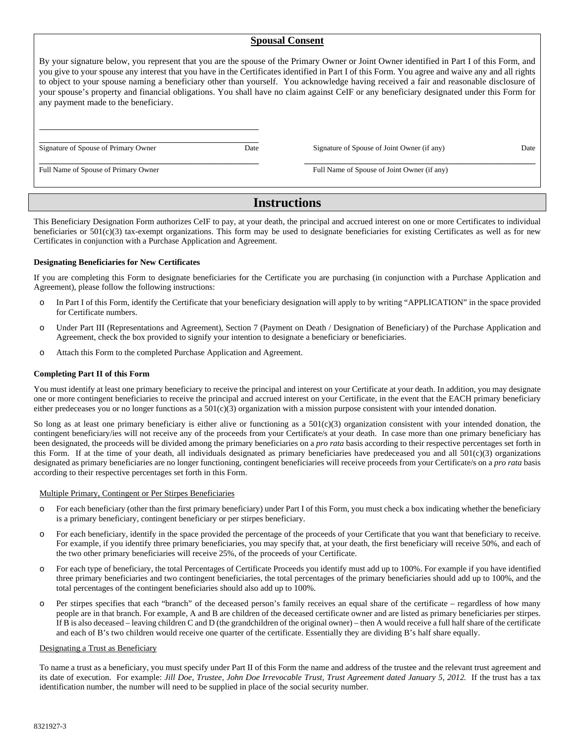## Spousal Consent

By your signature below, you represent that you are the spouse of the Primary Owner or Joint Owner identified in Part I of this Form, and you give to your spouse any interest that you have in the Certificates identified in Part I of this Form. You agree and waive any and all rights to object to your spouse naming a beneficiary other than yourself. You acknowledge having received a fair and reasonable disclosure of your spouse's property and financial obligations. You shall have no claim against CeIF or any beneficiary designated under this Form for any payment made to the beneficiary.

| | | | |
|---|---|---|---|
| Signature of Spouse of Primary Owner | Date | Signature of Spouse of Joint Owner (if any) | Date |
| Full Name of Spouse of Primary Owner | | Full Name of Spouse of Joint Owner (if any) | |

# Instructions

This Beneficiary Designation Form authorizes CeIF to pay, at your death, the principal and accrued interest on one or more Certificates to individual beneficiaries or 501(c)(3) tax-exempt organizations. This form may be used to designate beneficiaries for existing Certificates as well as for new Certificates in conjunction with a Purchase Application and Agreement.

**Designating Beneficiaries for New Certificates**

If you are completing this Form to designate beneficiaries for the Certificate you are purchasing (in conjunction with a Purchase Application and Agreement), please follow the following instructions:

- In Part I of this Form, identify the Certificate that your beneficiary designation will apply to by writing "APPLICATION" in the space provided for Certificate numbers.
- Under Part III (Representations and Agreement), Section 7 (Payment on Death / Designation of Beneficiary) of the Purchase Application and Agreement, check the box provided to signify your intention to designate a beneficiary or beneficiaries.
- Attach this Form to the completed Purchase Application and Agreement.

**Completing Part II of this Form**

You must identify at least one primary beneficiary to receive the principal and interest on your Certificate at your death. In addition, you may designate one or more contingent beneficiaries to receive the principal and accrued interest on your Certificate, in the event that the EACH primary beneficiary either predeceases you or no longer functions as a 501(c)(3) organization with a mission purpose consistent with your intended donation.

So long as at least one primary beneficiary is either alive or functioning as a 501(c)(3) organization consistent with your intended donation, the contingent beneficiary/ies will not receive any of the proceeds from your Certificate/s at your death. In case more than one primary beneficiary has been designated, the proceeds will be divided among the primary beneficiaries on a *pro rata* basis according to their respective percentages set forth in this Form. If at the time of your death, all individuals designated as primary beneficiaries have predeceased you and all 501(c)(3) organizations designated as primary beneficiaries are no longer functioning, contingent beneficiaries will receive proceeds from your Certificate/s on a *pro rata* basis according to their respective percentages set forth in this Form.

Multiple Primary, Contingent or Per Stirpes Beneficiaries

- For each beneficiary (other than the first primary beneficiary) under Part I of this Form, you must check a box indicating whether the beneficiary is a primary beneficiary, contingent beneficiary or per stirpes beneficiary.
- For each beneficiary, identify in the space provided the percentage of the proceeds of your Certificate that you want that beneficiary to receive. For example, if you identify three primary beneficiaries, you may specify that, at your death, the first beneficiary will receive 50%, and each of the two other primary beneficiaries will receive 25%, of the proceeds of your Certificate.
- For each type of beneficiary, the total Percentages of Certificate Proceeds you identify must add up to 100%. For example if you have identified three primary beneficiaries and two contingent beneficiaries, the total percentages of the primary beneficiaries should add up to 100%, and the total percentages of the contingent beneficiaries should also add up to 100%.
- Per stirpes specifies that each "branch" of the deceased person's family receives an equal share of the certificate – regardless of how many people are in that branch. For example, A and B are children of the deceased certificate owner and are listed as primary beneficiaries per stirpes. If B is also deceased – leaving children C and D (the grandchildren of the original owner) – then A would receive a full half share of the certificate and each of B's two children would receive one quarter of the certificate. Essentially they are dividing B's half share equally.

Designating a Trust as Beneficiary

To name a trust as a beneficiary, you must specify under Part II of this Form the name and address of the trustee and the relevant trust agreement and its date of execution. For example: *Jill Doe, Trustee, John Doe Irrevocable Trust, Trust Agreement dated January 5, 2012.* If the trust has a tax identification number, the number will need to be supplied in place of the social security number.

8321927-3